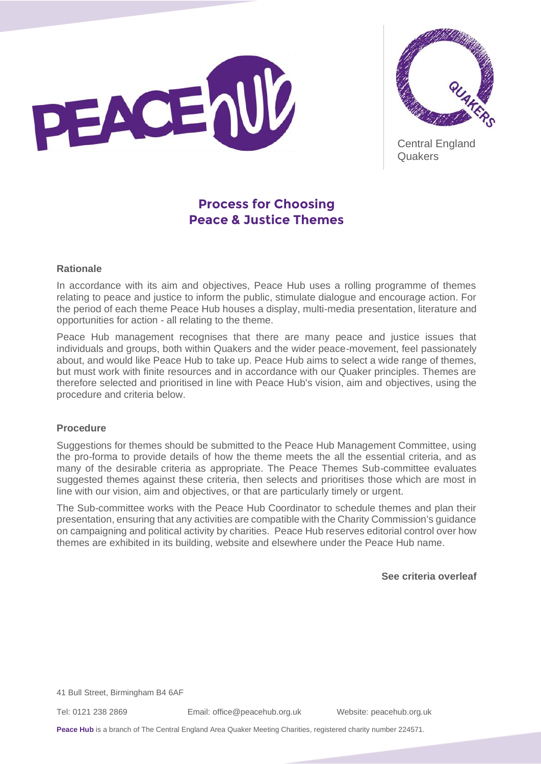Central England Quakers

# Process for Choosing Peace & Justice Themes

### Rationale

In accordance with its aim and objectives, Peace Hub uses a rolling programme of themes relating to peace and justice to inform the public, stimulate dialogue and encourage action. For the period of each theme Peace Hub houses a display, multi-media presentation, literature and opportunities for action - all relating to the theme.

Peace Hub management recognises that there are many peace and justice issues that individuals and groups, both within Quakers and the wider peace-movement, feel passionately about, and would like Peace Hub to take up. Peace Hub aims to select a wide range of themes, but must work with finite resources and in accordance with our Quaker principles. Themes are therefore selected and prioritised in line with Peace Hub's vision, aim and objectives, using the procedure and criteria below.

### Procedure

Suggestions for themes should be submitted to the Peace Hub Management Committee, using the pro-forma to provide details of how the theme meets the all the essential criteria, and as many of the desirable criteria as appropriate. The Peace Themes Sub-committee evaluates suggested themes against these criteria, then selects and prioritises those which are most in line with our vision, aim and objectives, or that are particularly timely or urgent.

The Sub-committee works with the Peace Hub Coordinator to schedule themes and plan their presentation, ensuring that any activities are compatible with the Charity Commission's guidance on campaigning and political activity by charities. Peace Hub reserves editorial control over how themes are exhibited in its building, website and elsewhere under the Peace Hub name.

**See criteria overleaf**

41 Bull Street, Birmingham B4 6AF

Tel: 0121 238 2869 Email: office@peacehub.org.uk Website: peacehub.org.uk

**Peace Hub** is a branch of The Central England Area Quaker Meeting Charities, registered charity number 224571.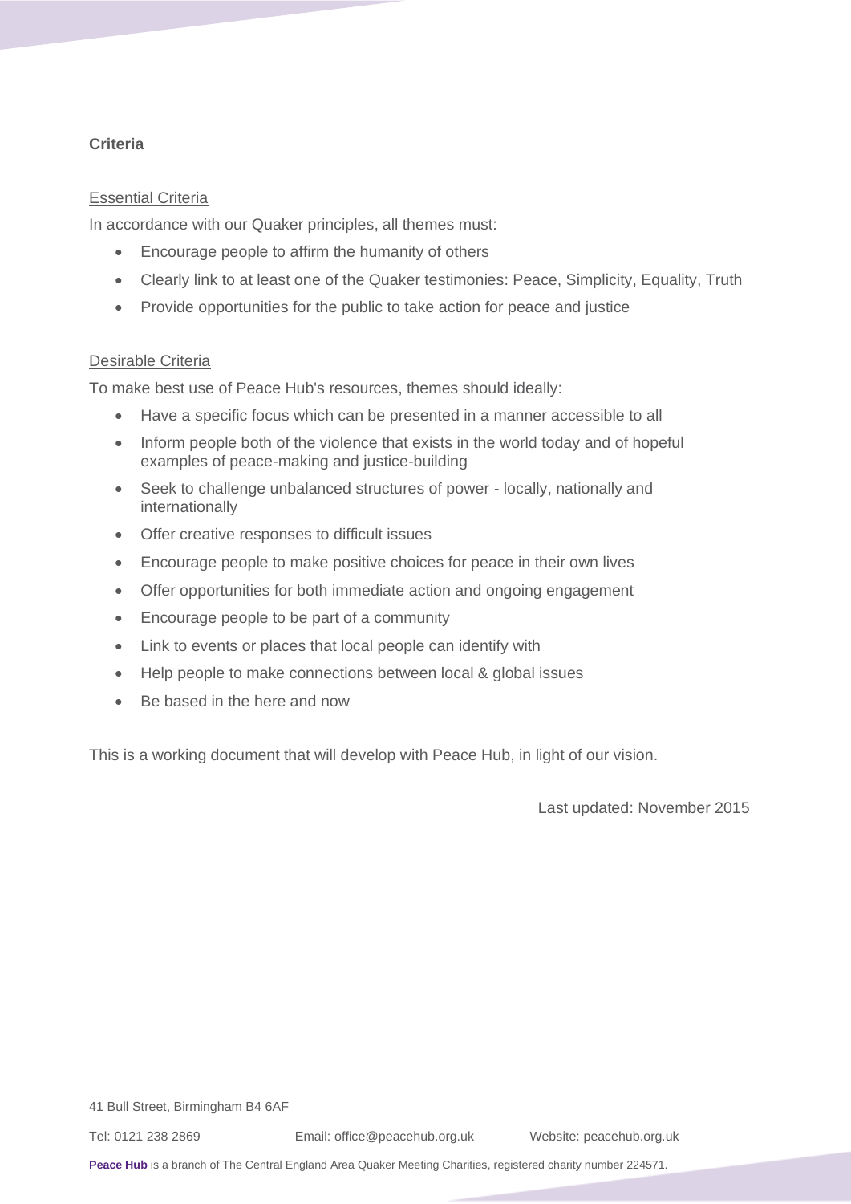**Criteria**

Essential Criteria

In accordance with our Quaker principles, all themes must:

- Encourage people to affirm the humanity of others
- Clearly link to at least one of the Quaker testimonies: Peace, Simplicity, Equality, Truth
- Provide opportunities for the public to take action for peace and justice

Desirable Criteria

To make best use of Peace Hub's resources, themes should ideally:

- Have a specific focus which can be presented in a manner accessible to all
- Inform people both of the violence that exists in the world today and of hopeful examples of peace-making and justice-building
- Seek to challenge unbalanced structures of power - locally, nationally and internationally
- Offer creative responses to difficult issues
- Encourage people to make positive choices for peace in their own lives
- Offer opportunities for both immediate action and ongoing engagement
- Encourage people to be part of a community
- Link to events or places that local people can identify with
- Help people to make connections between local & global issues
- Be based in the here and now

This is a working document that will develop with Peace Hub, in light of our vision.

Last updated: November 2015

41 Bull Street, Birmingham B4 6AF

Tel: 0121 238 2869 Email: office@peacehub.org.uk Website: peacehub.org.uk

**Peace Hub** is a branch of The Central England Area Quaker Meeting Charities, registered charity number 224571.